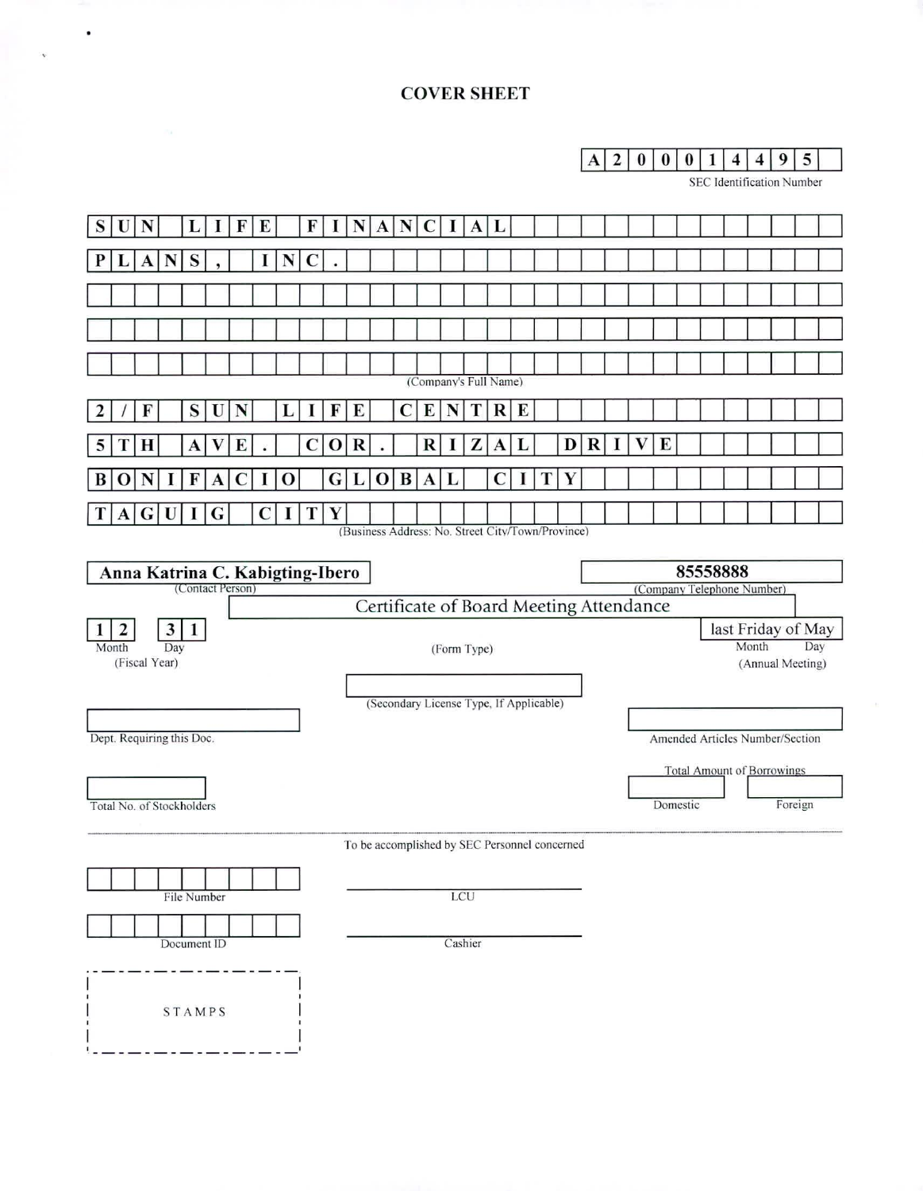# COVER SHEET

**A200014495**

SEC Identification Number

**SUN LIFE FINANCIAL PLANS, INC.**

(Company's Full Name)

**2/F SUN LIFE CENTRE**
**5TH AVE. COR. RIZAL DRIVE**
**BONIFACIO GLOBAL CITY**
**TAGUIG CITY**

(Business Address: No. Street City/Town/Province)

**Anna Katrina C. Kabigting-Ibero**
(Contact Person)

**85558888**
(Company Telephone Number)

**12** Month **31** Day
(Fiscal Year)

Certificate of Board Meeting Attendance
(Form Type)

last Friday of May
Month Day
(Annual Meeting)

(Secondary License Type, If Applicable)

Dept. Requiring this Doc.

Amended Articles Number/Section

Total Amount of Borrowings

Total No. of Stockholders

Domestic | Foreign

To be accomplished by SEC Personnel concerned

File Number

LCU

Document ID

Cashier

STAMPS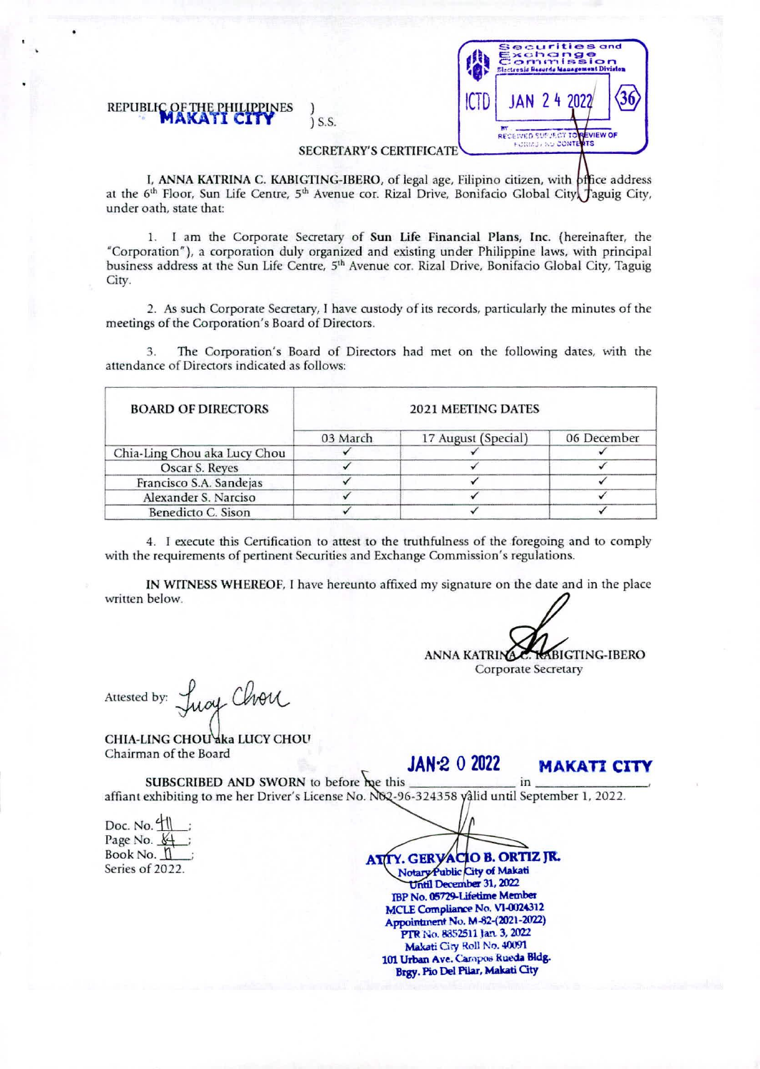Securities and Exchange Commission
Electronic Records Management Division
ICTD JAN 24 2022 (36)
RECEIVED SUBJECT TO REVIEW OF FORM AND CONTENTS

REPUBLIC OF THE PHILIPPINES )
MAKATI CITY ) S.S.

## SECRETARY'S CERTIFICATE

I, **ANNA KATRINA C. KABIGTING-IBERO**, of legal age, Filipino citizen, with office address at the 6th Floor, Sun Life Centre, 5th Avenue cor. Rizal Drive, Bonifacio Global City, Taguig City, under oath, state that:

1. I am the Corporate Secretary of **Sun Life Financial Plans, Inc.** (hereinafter, the "Corporation"), a corporation duly organized and existing under Philippine laws, with principal business address at the Sun Life Centre, 5th Avenue cor. Rizal Drive, Bonifacio Global City, Taguig City.

2. As such Corporate Secretary, I have custody of its records, particularly the minutes of the meetings of the Corporation's Board of Directors.

3. The Corporation's Board of Directors had met on the following dates, with the attendance of Directors indicated as follows:

| BOARD OF DIRECTORS | 2021 MEETING DATES | | |
|---|---|---|---|
| | 03 March | 17 August (Special) | 06 December |
| Chia-Ling Chou aka Lucy Chou | ✓ | ✓ | ✓ |
| Oscar S. Reyes | ✓ | ✓ | ✓ |
| Francisco S.A. Sandejas | ✓ | ✓ | ✓ |
| Alexander S. Narciso | ✓ | ✓ | ✓ |
| Benedicto C. Sison | ✓ | ✓ | ✓ |

4. I execute this Certification to attest to the truthfulness of the foregoing and to comply with the requirements of pertinent Securities and Exchange Commission's regulations.

**IN WITNESS WHEREOF**, I have hereunto affixed my signature on the date and in the place written below.

ANNA KATRINA C. KABIGTING-IBERO
Corporate Secretary

Attested by:

CHIA-LING CHOU aka LUCY CHOU
Chairman of the Board

SUBSCRIBED AND SWORN to before me this JAN 20 2022 in MAKATI CITY, affiant exhibiting to me her Driver's License No. N02-96-324358 valid until September 1, 2022.

Doc. No. 411;
Page No. 84;
Book No. II;
Series of 2022.

ATTY. GERVACIO B. ORTIZ JR.
Notary Public City of Makati
Until December 31, 2022
IBP No. 05729-Lifetime Member
MCLE Compliance No. VI-0024312
Appointment No. M-82-(2021-2022)
PTR No. 8852511 Jan. 3, 2022
Makati City Roll No. 40091
101 Urban Ave. Campos Rueda Bldg.
Brgy. Pio Del Pilar, Makati City